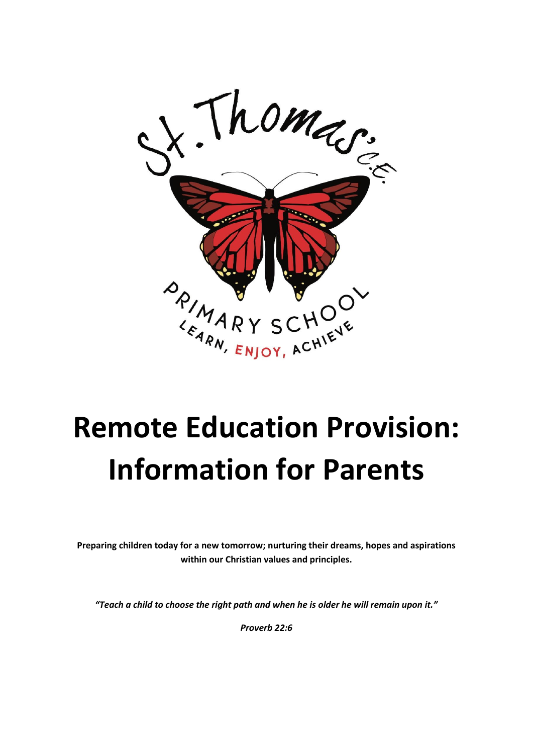St. Thomas' C.E.

PRIMARY SCHOOL

LEARN, ENJOY, ACHIEVE

# Remote Education Provision: Information for Parents

**Preparing children today for a new tomorrow; nurturing their dreams, hopes and aspirations within our Christian values and principles.**

***"Teach a child to choose the right path and when he is older he will remain upon it."***

***Proverb 22:6***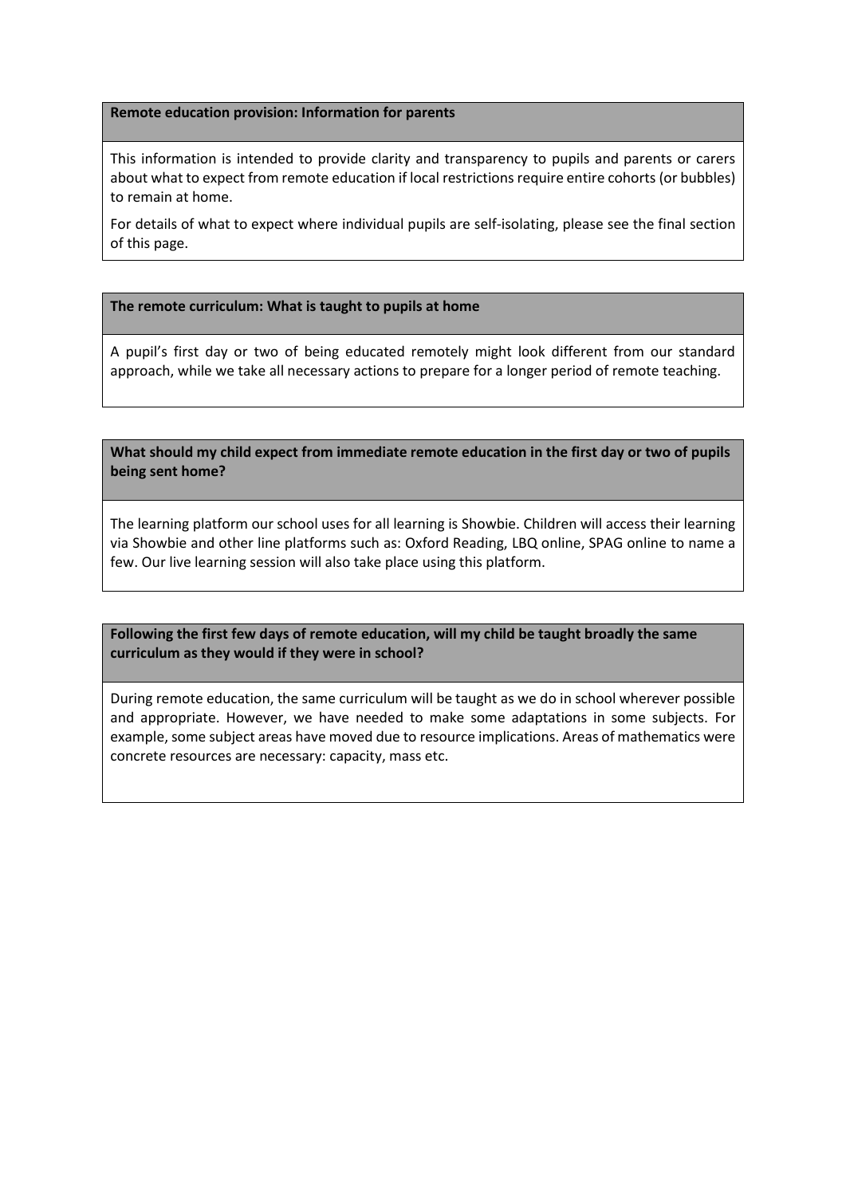## Remote education provision: Information for parents

This information is intended to provide clarity and transparency to pupils and parents or carers about what to expect from remote education if local restrictions require entire cohorts (or bubbles) to remain at home.

For details of what to expect where individual pupils are self-isolating, please see the final section of this page.

## The remote curriculum: What is taught to pupils at home

A pupil's first day or two of being educated remotely might look different from our standard approach, while we take all necessary actions to prepare for a longer period of remote teaching.

### What should my child expect from immediate remote education in the first day or two of pupils being sent home?

The learning platform our school uses for all learning is Showbie. Children will access their learning via Showbie and other line platforms such as: Oxford Reading, LBQ online, SPAG online to name a few. Our live learning session will also take place using this platform.

### Following the first few days of remote education, will my child be taught broadly the same curriculum as they would if they were in school?

During remote education, the same curriculum will be taught as we do in school wherever possible and appropriate. However, we have needed to make some adaptations in some subjects. For example, some subject areas have moved due to resource implications. Areas of mathematics were concrete resources are necessary: capacity, mass etc.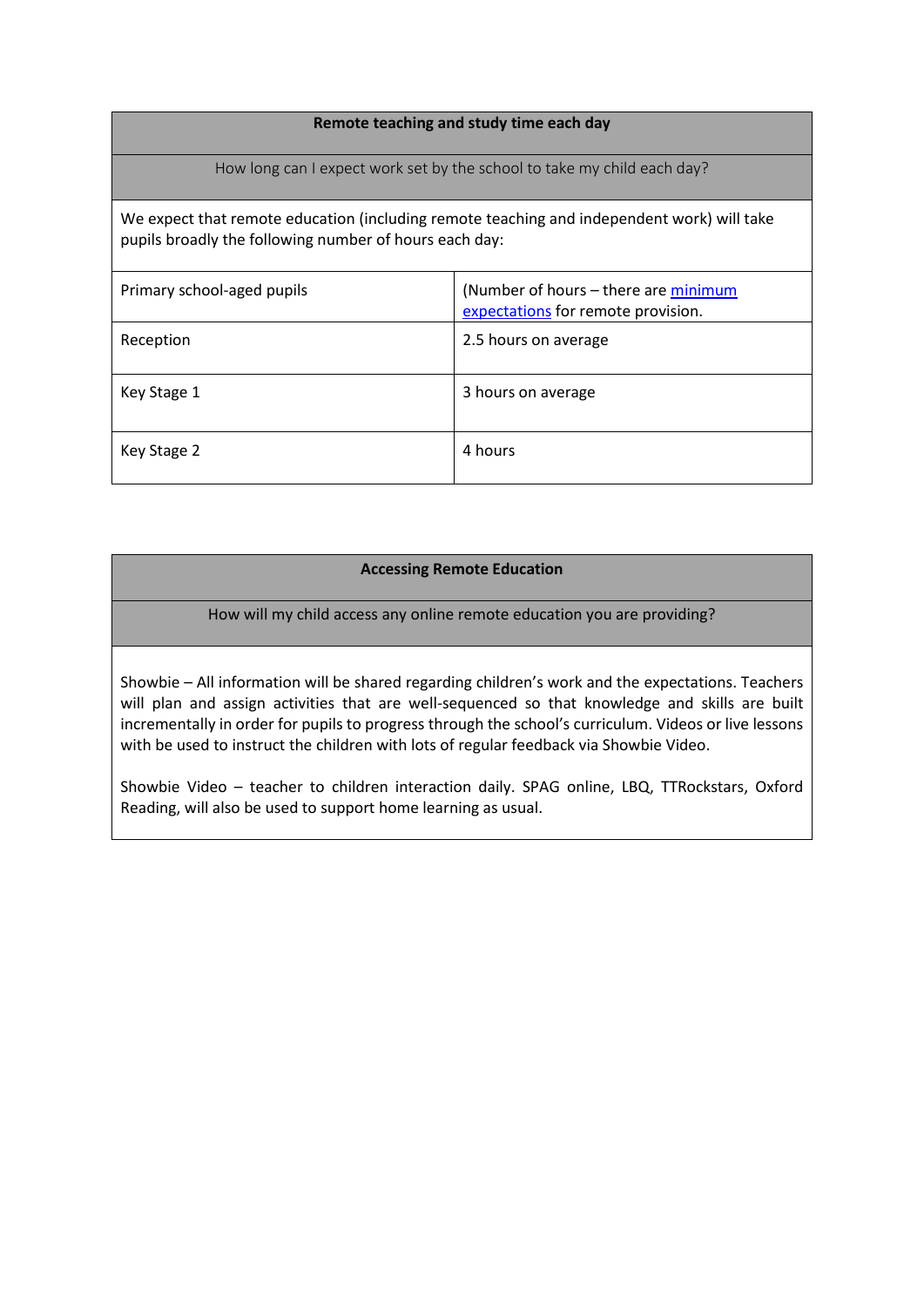| Remote teaching and study time each day | |
|---|---|
| How long can I expect work set by the school to take my child each day? | |
| We expect that remote education (including remote teaching and independent work) will take pupils broadly the following number of hours each day: | |
| Primary school-aged pupils | (Number of hours – there are [minimum expectations]() for remote provision. |
| Reception | 2.5 hours on average |
| Key Stage 1 | 3 hours on average |
| Key Stage 2 | 4 hours |

| Accessing Remote Education |
|---|
| How will my child access any online remote education you are providing? |
| Showbie – All information will be shared regarding children's work and the expectations. Teachers will plan and assign activities that are well-sequenced so that knowledge and skills are built incrementally in order for pupils to progress through the school's curriculum. Videos or live lessons with be used to instruct the children with lots of regular feedback via Showbie Video.<br><br>Showbie Video – teacher to children interaction daily. SPAG online, LBQ, TTRockstars, Oxford Reading, will also be used to support home learning as usual. |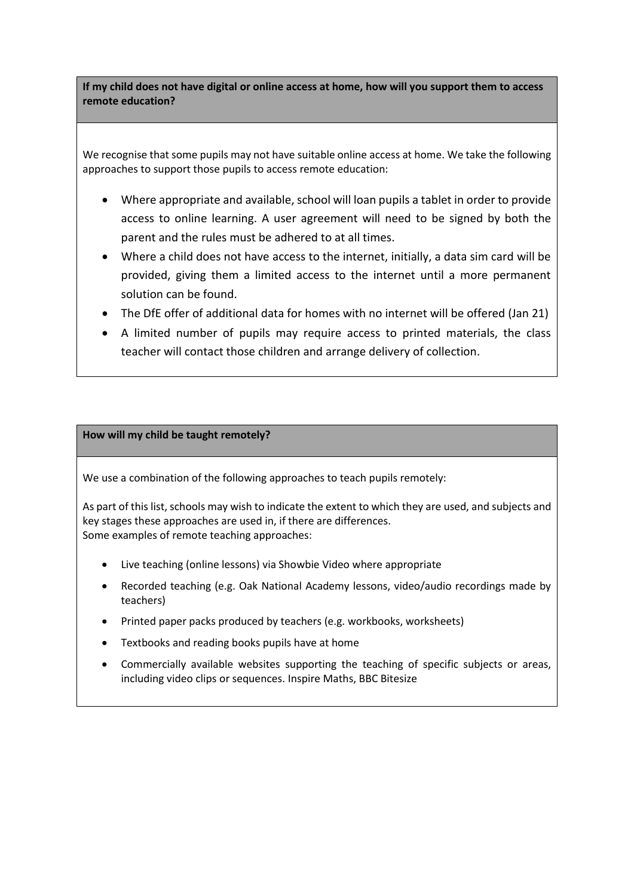**If my child does not have digital or online access at home, how will you support them to access remote education?**

We recognise that some pupils may not have suitable online access at home. We take the following approaches to support those pupils to access remote education:

- Where appropriate and available, school will loan pupils a tablet in order to provide access to online learning. A user agreement will need to be signed by both the parent and the rules must be adhered to at all times.
- Where a child does not have access to the internet, initially, a data sim card will be provided, giving them a limited access to the internet until a more permanent solution can be found.
- The DfE offer of additional data for homes with no internet will be offered (Jan 21)
- A limited number of pupils may require access to printed materials, the class teacher will contact those children and arrange delivery of collection.

**How will my child be taught remotely?**

We use a combination of the following approaches to teach pupils remotely:

As part of this list, schools may wish to indicate the extent to which they are used, and subjects and key stages these approaches are used in, if there are differences.
Some examples of remote teaching approaches:

- Live teaching (online lessons) via Showbie Video where appropriate
- Recorded teaching (e.g. Oak National Academy lessons, video/audio recordings made by teachers)
- Printed paper packs produced by teachers (e.g. workbooks, worksheets)
- Textbooks and reading books pupils have at home
- Commercially available websites supporting the teaching of specific subjects or areas, including video clips or sequences. Inspire Maths, BBC Bitesize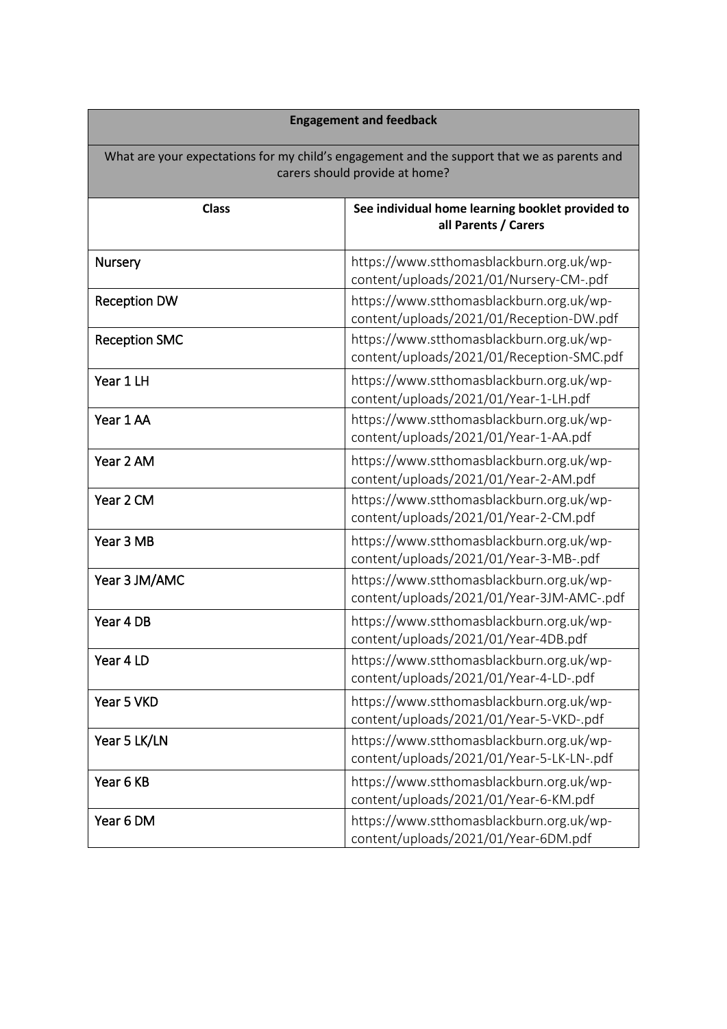| Engagement and feedback | |
|---|---|
| What are your expectations for my child's engagement and the support that we as parents and carers should provide at home? | |
| **Class** | **See individual home learning booklet provided to all Parents / Carers** |
| Nursery | https://www.stthomasblackburn.org.uk/wp-content/uploads/2021/01/Nursery-CM-.pdf |
| Reception DW | https://www.stthomasblackburn.org.uk/wp-content/uploads/2021/01/Reception-DW.pdf |
| Reception SMC | https://www.stthomasblackburn.org.uk/wp-content/uploads/2021/01/Reception-SMC.pdf |
| Year 1 LH | https://www.stthomasblackburn.org.uk/wp-content/uploads/2021/01/Year-1-LH.pdf |
| Year 1 AA | https://www.stthomasblackburn.org.uk/wp-content/uploads/2021/01/Year-1-AA.pdf |
| Year 2 AM | https://www.stthomasblackburn.org.uk/wp-content/uploads/2021/01/Year-2-AM.pdf |
| Year 2 CM | https://www.stthomasblackburn.org.uk/wp-content/uploads/2021/01/Year-2-CM.pdf |
| Year 3 MB | https://www.stthomasblackburn.org.uk/wp-content/uploads/2021/01/Year-3-MB-.pdf |
| Year 3 JM/AMC | https://www.stthomasblackburn.org.uk/wp-content/uploads/2021/01/Year-3JM-AMC-.pdf |
| Year 4 DB | https://www.stthomasblackburn.org.uk/wp-content/uploads/2021/01/Year-4DB.pdf |
| Year 4 LD | https://www.stthomasblackburn.org.uk/wp-content/uploads/2021/01/Year-4-LD-.pdf |
| Year 5 VKD | https://www.stthomasblackburn.org.uk/wp-content/uploads/2021/01/Year-5-VKD-.pdf |
| Year 5 LK/LN | https://www.stthomasblackburn.org.uk/wp-content/uploads/2021/01/Year-5-LK-LN-.pdf |
| Year 6 KB | https://www.stthomasblackburn.org.uk/wp-content/uploads/2021/01/Year-6-KM.pdf |
| Year 6 DM | https://www.stthomasblackburn.org.uk/wp-content/uploads/2021/01/Year-6DM.pdf |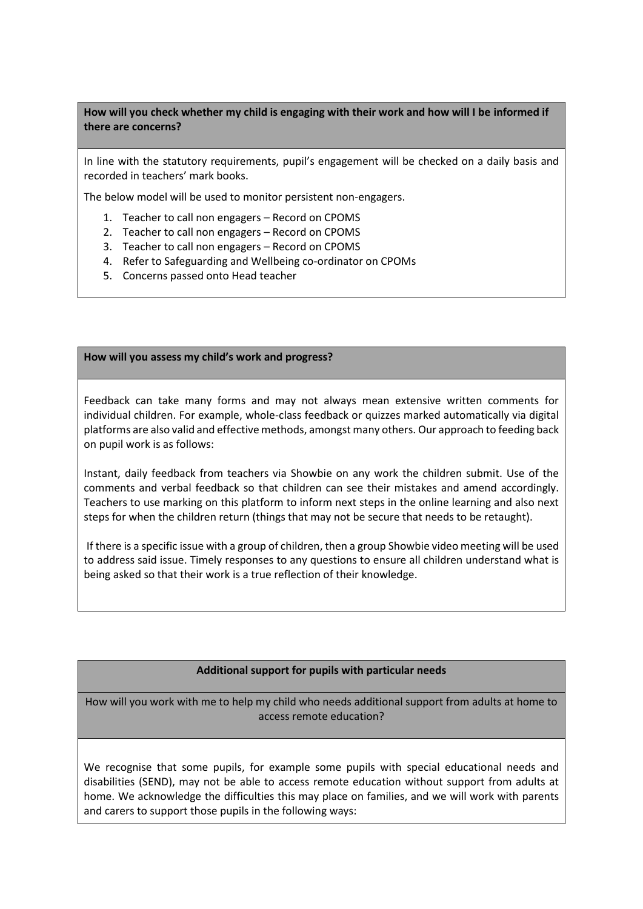**How will you check whether my child is engaging with their work and how will I be informed if there are concerns?**

In line with the statutory requirements, pupil's engagement will be checked on a daily basis and recorded in teachers' mark books.

The below model will be used to monitor persistent non-engagers.

1. Teacher to call non engagers – Record on CPOMS
2. Teacher to call non engagers – Record on CPOMS
3. Teacher to call non engagers – Record on CPOMS
4. Refer to Safeguarding and Wellbeing co-ordinator on CPOMs
5. Concerns passed onto Head teacher

**How will you assess my child's work and progress?**

Feedback can take many forms and may not always mean extensive written comments for individual children. For example, whole-class feedback or quizzes marked automatically via digital platforms are also valid and effective methods, amongst many others. Our approach to feeding back on pupil work is as follows:

Instant, daily feedback from teachers via Showbie on any work the children submit. Use of the comments and verbal feedback so that children can see their mistakes and amend accordingly. Teachers to use marking on this platform to inform next steps in the online learning and also next steps for when the children return (things that may not be secure that needs to be retaught).

If there is a specific issue with a group of children, then a group Showbie video meeting will be used to address said issue. Timely responses to any questions to ensure all children understand what is being asked so that their work is a true reflection of their knowledge.

**Additional support for pupils with particular needs**

How will you work with me to help my child who needs additional support from adults at home to access remote education?

We recognise that some pupils, for example some pupils with special educational needs and disabilities (SEND), may not be able to access remote education without support from adults at home. We acknowledge the difficulties this may place on families, and we will work with parents and carers to support those pupils in the following ways: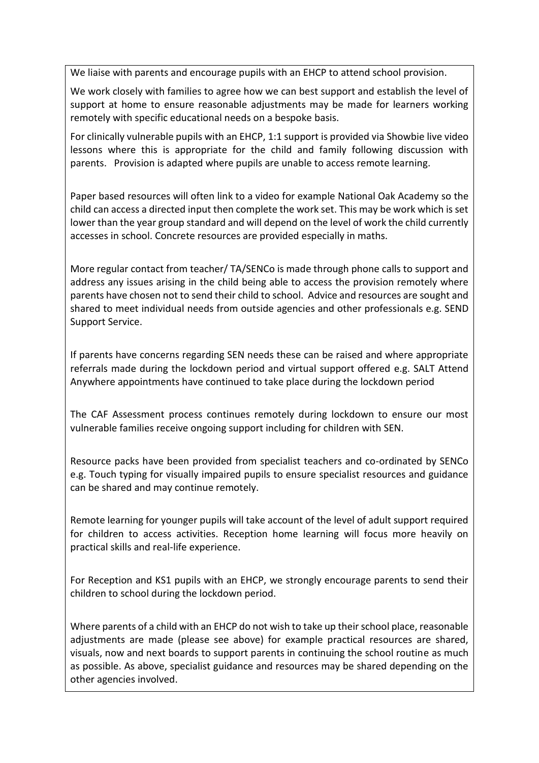We liaise with parents and encourage pupils with an EHCP to attend school provision.

We work closely with families to agree how we can best support and establish the level of support at home to ensure reasonable adjustments may be made for learners working remotely with specific educational needs on a bespoke basis.

For clinically vulnerable pupils with an EHCP, 1:1 support is provided via Showbie live video lessons where this is appropriate for the child and family following discussion with parents. Provision is adapted where pupils are unable to access remote learning.

Paper based resources will often link to a video for example National Oak Academy so the child can access a directed input then complete the work set. This may be work which is set lower than the year group standard and will depend on the level of work the child currently accesses in school. Concrete resources are provided especially in maths.

More regular contact from teacher/ TA/SENCo is made through phone calls to support and address any issues arising in the child being able to access the provision remotely where parents have chosen not to send their child to school. Advice and resources are sought and shared to meet individual needs from outside agencies and other professionals e.g. SEND Support Service.

If parents have concerns regarding SEN needs these can be raised and where appropriate referrals made during the lockdown period and virtual support offered e.g. SALT Attend Anywhere appointments have continued to take place during the lockdown period

The CAF Assessment process continues remotely during lockdown to ensure our most vulnerable families receive ongoing support including for children with SEN.

Resource packs have been provided from specialist teachers and co-ordinated by SENCo e.g. Touch typing for visually impaired pupils to ensure specialist resources and guidance can be shared and may continue remotely.

Remote learning for younger pupils will take account of the level of adult support required for children to access activities. Reception home learning will focus more heavily on practical skills and real-life experience.

For Reception and KS1 pupils with an EHCP, we strongly encourage parents to send their children to school during the lockdown period.

Where parents of a child with an EHCP do not wish to take up their school place, reasonable adjustments are made (please see above) for example practical resources are shared, visuals, now and next boards to support parents in continuing the school routine as much as possible. As above, specialist guidance and resources may be shared depending on the other agencies involved.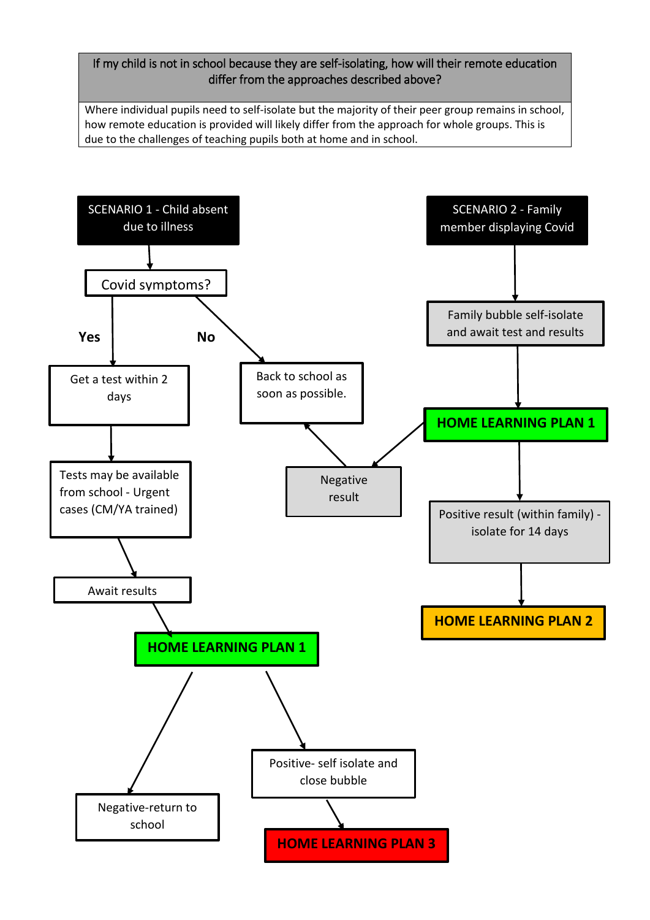| If my child is not in school because they are self-isolating, how will their remote education differ from the approaches described above? |
| --- |
| Where individual pupils need to self-isolate but the majority of their peer group remains in school, how remote education is provided will likely differ from the approach for whole groups. This is due to the challenges of teaching pupils both at home and in school. |

**SCENARIO 1 - Child absent due to illness**

- Covid symptoms?
  - **Yes** → Get a test within 2 days → Tests may be available from school - Urgent cases (CM/YA trained) → Await results → **HOME LEARNING PLAN 1**
    - Negative-return to school
    - Positive- self isolate and close bubble → **HOME LEARNING PLAN 3**
  - **No** → Back to school as soon as possible.

**SCENARIO 2 - Family member displaying Covid**

- Family bubble self-isolate and await test and results → **HOME LEARNING PLAN 1**
  - Negative result → Back to school as soon as possible.
  - Positive result (within family) - isolate for 14 days → **HOME LEARNING PLAN 2**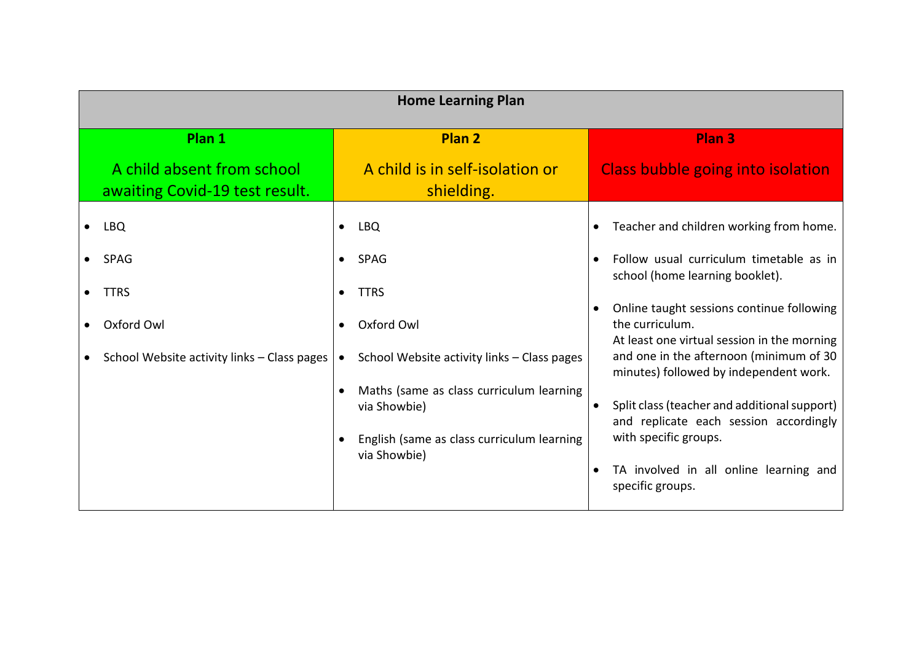| Home Learning Plan | | |
|---|---|---|
| **Plan 1**<br>A child absent from school awaiting Covid-19 test result. | **Plan 2**<br>A child is in self-isolation or shielding. | **Plan 3**<br>Class bubble going into isolation |
| • LBQ<br>• SPAG<br>• TTRS<br>• Oxford Owl<br>• School Website activity links – Class pages | • LBQ<br>• SPAG<br>• TTRS<br>• Oxford Owl<br>• School Website activity links – Class pages<br>• Maths (same as class curriculum learning via Showbie)<br>• English (same as class curriculum learning via Showbie) | • Teacher and children working from home.<br>• Follow usual curriculum timetable as in school (home learning booklet).<br>• Online taught sessions continue following the curriculum. At least one virtual session in the morning and one in the afternoon (minimum of 30 minutes) followed by independent work.<br>• Split class (teacher and additional support) and replicate each session accordingly with specific groups.<br>• TA involved in all online learning and specific groups. |